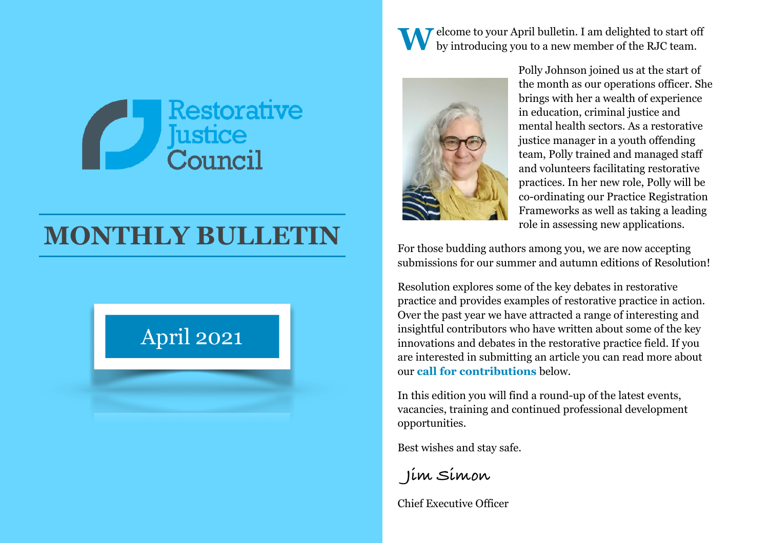Restorative Justice Council

# MONTHLY BULLETIN

April 2021

Welcome to your April bulletin. I am delighted to start off by introducing you to a new member of the RJC team.

Polly Johnson joined us at the start of the month as our operations officer. She brings with her a wealth of experience in education, criminal justice and mental health sectors. As a restorative justice manager in a youth offending team, Polly trained and managed staff and volunteers facilitating restorative practices. In her new role, Polly will be co-ordinating our Practice Registration Frameworks as well as taking a leading role in assessing new applications.

For those budding authors among you, we are now accepting submissions for our summer and autumn editions of Resolution!

Resolution explores some of the key debates in restorative practice and provides examples of restorative practice in action. Over the past year we have attracted a range of interesting and insightful contributors who have written about some of the key innovations and debates in the restorative practice field. If you are interested in submitting an article you can read more about our **call for contributions** below.

In this edition you will find a round-up of the latest events, vacancies, training and continued professional development opportunities.

Best wishes and stay safe.

Jim Simon

Chief Executive Officer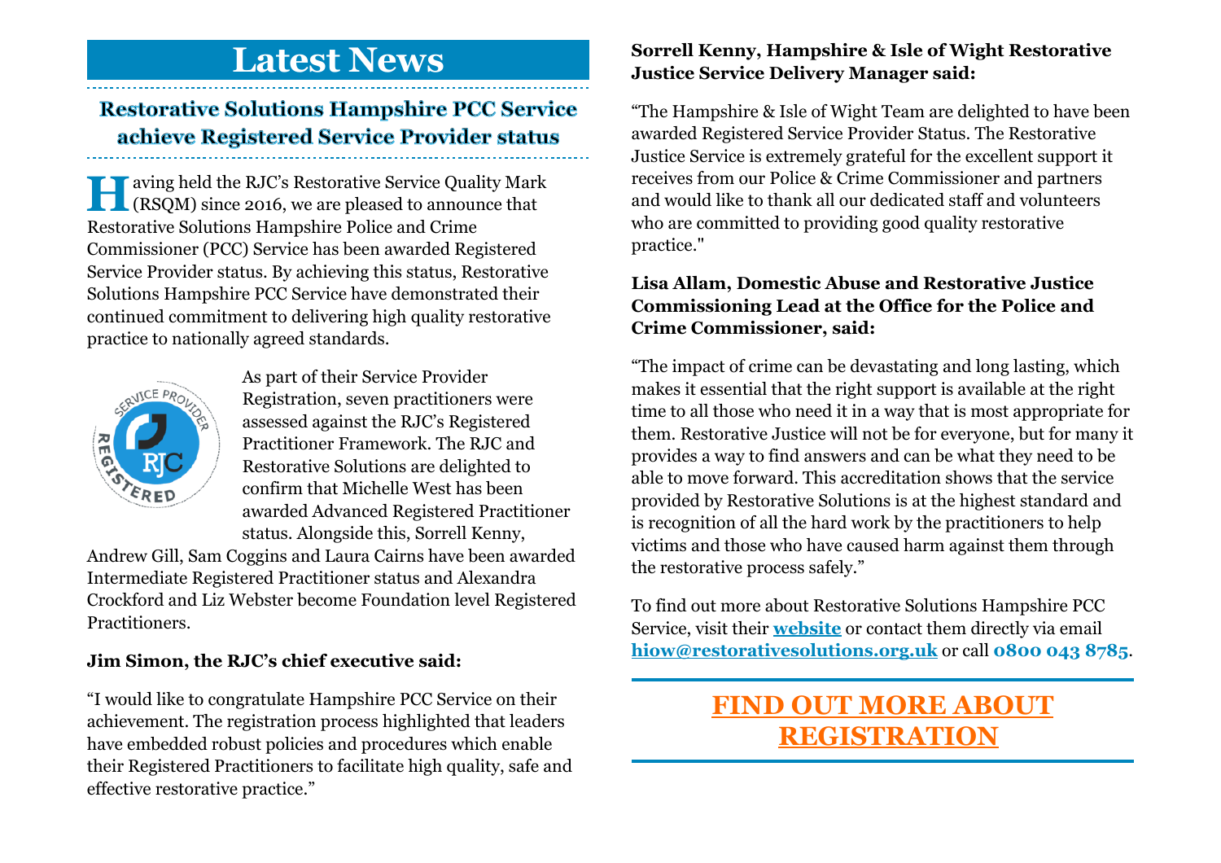# Latest News

## Restorative Solutions Hampshire PCC Service achieve Registered Service Provider status

Having held the RJC's Restorative Service Quality Mark (RSQM) since 2016, we are pleased to announce that Restorative Solutions Hampshire Police and Crime Commissioner (PCC) Service has been awarded Registered Service Provider status. By achieving this status, Restorative Solutions Hampshire PCC Service have demonstrated their continued commitment to delivering high quality restorative practice to nationally agreed standards.

As part of their Service Provider Registration, seven practitioners were assessed against the RJC's Registered Practitioner Framework. The RJC and Restorative Solutions are delighted to confirm that Michelle West has been awarded Advanced Registered Practitioner status. Alongside this, Sorrell Kenny, Andrew Gill, Sam Coggins and Laura Cairns have been awarded Intermediate Registered Practitioner status and Alexandra Crockford and Liz Webster become Foundation level Registered Practitioners.

**Jim Simon, the RJC's chief executive said:**

"I would like to congratulate Hampshire PCC Service on their achievement. The registration process highlighted that leaders have embedded robust policies and procedures which enable their Registered Practitioners to facilitate high quality, safe and effective restorative practice."

**Sorrell Kenny, Hampshire & Isle of Wight Restorative Justice Service Delivery Manager said:**

"The Hampshire & Isle of Wight Team are delighted to have been awarded Registered Service Provider Status. The Restorative Justice Service is extremely grateful for the excellent support it receives from our Police & Crime Commissioner and partners and would like to thank all our dedicated staff and volunteers who are committed to providing good quality restorative practice."

**Lisa Allam, Domestic Abuse and Restorative Justice Commissioning Lead at the Office for the Police and Crime Commissioner, said:**

"The impact of crime can be devastating and long lasting, which makes it essential that the right support is available at the right time to all those who need it in a way that is most appropriate for them. Restorative Justice will not be for everyone, but for many it provides a way to find answers and can be what they need to be able to move forward. This accreditation shows that the service provided by Restorative Solutions is at the highest standard and is recognition of all the hard work by the practitioners to help victims and those who have caused harm against them through the restorative process safely."

To find out more about Restorative Solutions Hampshire PCC Service, visit their **website** or contact them directly via email **hiow@restorativesolutions.org.uk** or call **0800 043 8785**.

**FIND OUT MORE ABOUT REGISTRATION**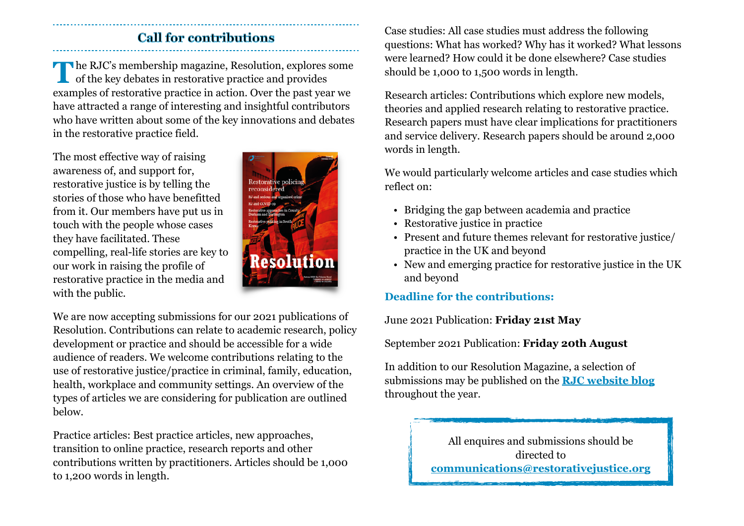## Call for contributions

The RJC's membership magazine, Resolution, explores some of the key debates in restorative practice and provides examples of restorative practice in action. Over the past year we have attracted a range of interesting and insightful contributors who have written about some of the key innovations and debates in the restorative practice field.

The most effective way of raising awareness of, and support for, restorative justice is by telling the stories of those who have benefitted from it. Our members have put us in touch with the people whose cases they have facilitated. These compelling, real-life stories are key to our work in raising the profile of restorative practice in the media and with the public.

We are now accepting submissions for our 2021 publications of Resolution. Contributions can relate to academic research, policy development or practice and should be accessible for a wide audience of readers. We welcome contributions relating to the use of restorative justice/practice in criminal, family, education, health, workplace and community settings. An overview of the types of articles we are considering for publication are outlined below.

Practice articles: Best practice articles, new approaches, transition to online practice, research reports and other contributions written by practitioners. Articles should be 1,000 to 1,200 words in length.

Case studies: All case studies must address the following questions: What has worked? Why has it worked? What lessons were learned? How could it be done elsewhere? Case studies should be 1,000 to 1,500 words in length.

Research articles: Contributions which explore new models, theories and applied research relating to restorative practice. Research papers must have clear implications for practitioners and service delivery. Research papers should be around 2,000 words in length.

We would particularly welcome articles and case studies which reflect on:

- Bridging the gap between academia and practice
- Restorative justice in practice
- Present and future themes relevant for restorative justice/ practice in the UK and beyond
- New and emerging practice for restorative justice in the UK and beyond

### Deadline for the contributions:

June 2021 Publication: **Friday 21st May**

September 2021 Publication: **Friday 20th August**

In addition to our Resolution Magazine, a selection of submissions may be published on the **RJC website blog** throughout the year.

All enquires and submissions should be directed to **communications@restorativejustice.org**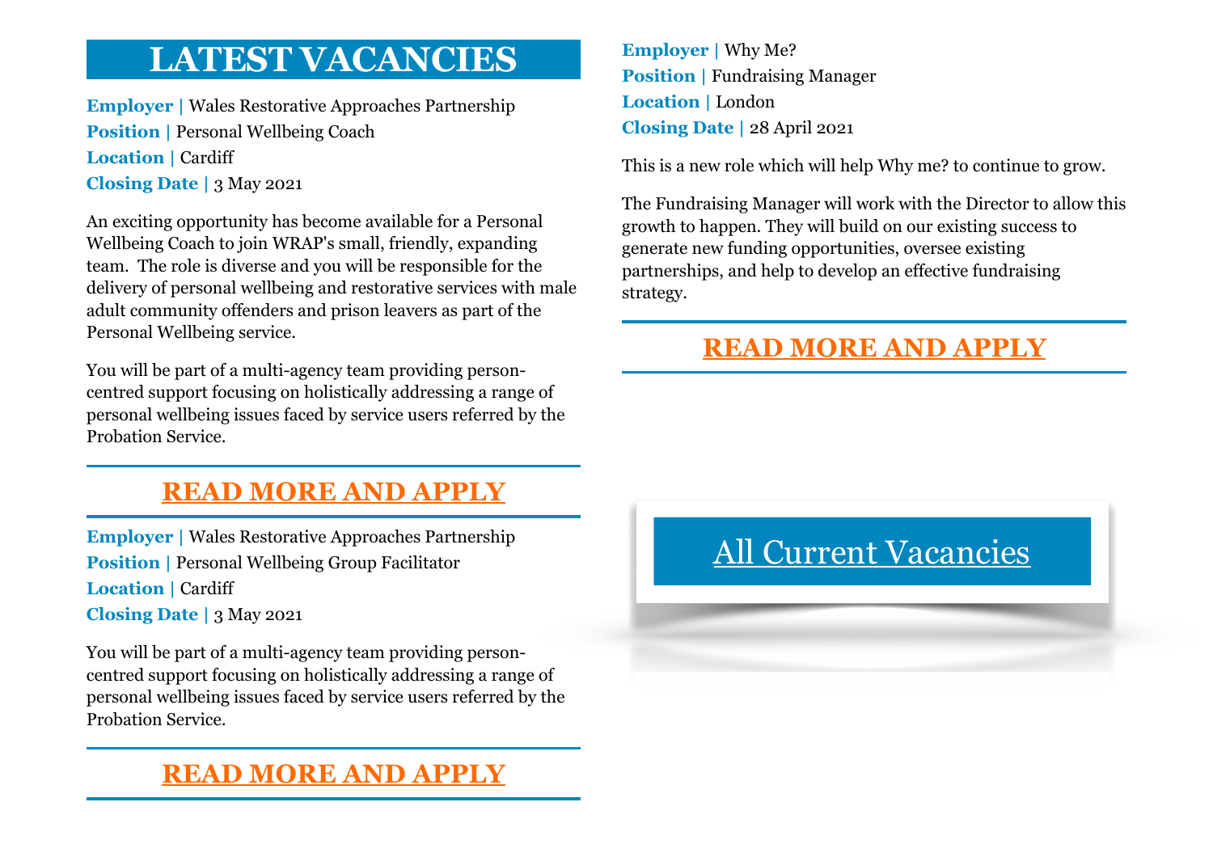# LATEST VACANCIES

**Employer |** Wales Restorative Approaches Partnership
**Position |** Personal Wellbeing Coach
**Location |** Cardiff
**Closing Date |** 3 May 2021

An exciting opportunity has become available for a Personal Wellbeing Coach to join WRAP's small, friendly, expanding team. The role is diverse and you will be responsible for the delivery of personal wellbeing and restorative services with male adult community offenders and prison leavers as part of the Personal Wellbeing service.

You will be part of a multi-agency team providing person-centred support focusing on holistically addressing a range of personal wellbeing issues faced by service users referred by the Probation Service.

**READ MORE AND APPLY**

---

**Employer |** Wales Restorative Approaches Partnership
**Position |** Personal Wellbeing Group Facilitator
**Location |** Cardiff
**Closing Date |** 3 May 2021

You will be part of a multi-agency team providing person-centred support focusing on holistically addressing a range of personal wellbeing issues faced by service users referred by the Probation Service.

**READ MORE AND APPLY**

---

**Employer |** Why Me?
**Position |** Fundraising Manager
**Location |** London
**Closing Date |** 28 April 2021

This is a new role which will help Why me? to continue to grow.

The Fundraising Manager will work with the Director to allow this growth to happen. They will build on our existing success to generate new funding opportunities, oversee existing partnerships, and help to develop an effective fundraising strategy.

**READ MORE AND APPLY**

---

All Current Vacancies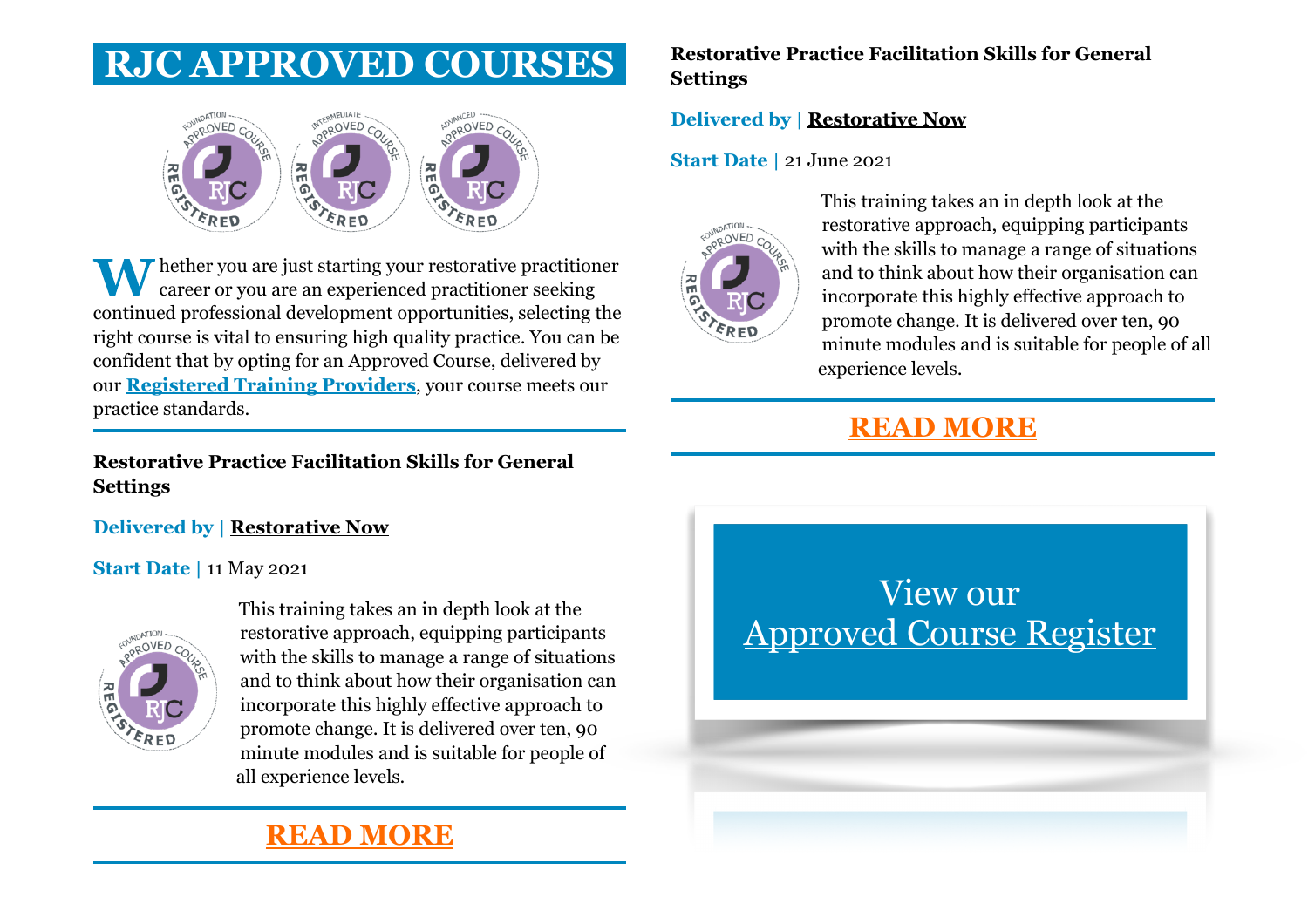# RJC APPROVED COURSES

Whether you are just starting your restorative practitioner career or you are an experienced practitioner seeking continued professional development opportunities, selecting the right course is vital to ensuring high quality practice. You can be confident that by opting for an Approved Course, delivered by our **Registered Training Providers**, your course meets our practice standards.

---

**Restorative Practice Facilitation Skills for General Settings**

**Delivered by |** **Restorative Now**

**Start Date |** 11 May 2021

This training takes an in depth look at the restorative approach, equipping participants with the skills to manage a range of situations and to think about how their organisation can incorporate this highly effective approach to promote change. It is delivered over ten, 90 minute modules and is suitable for people of all experience levels.

---

**READ MORE**

---

**Restorative Practice Facilitation Skills for General Settings**

**Delivered by |** **Restorative Now**

**Start Date |** 21 June 2021

This training takes an in depth look at the restorative approach, equipping participants with the skills to manage a range of situations and to think about how their organisation can incorporate this highly effective approach to promote change. It is delivered over ten, 90 minute modules and is suitable for people of all experience levels.

---

**READ MORE**

---

View our
Approved Course Register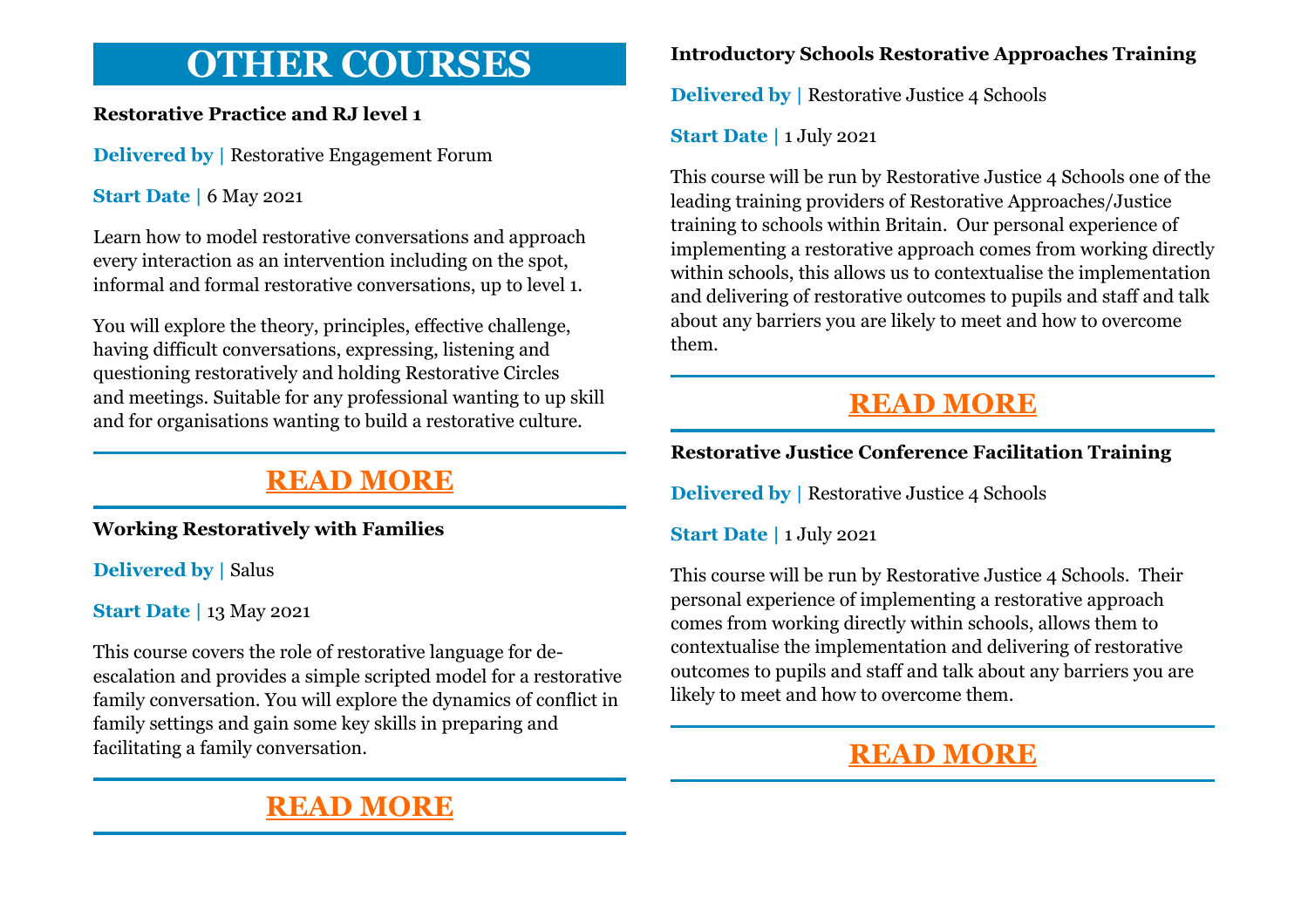# OTHER COURSES

**Restorative Practice and RJ level 1**

**Delivered by |** Restorative Engagement Forum

**Start Date |** 6 May 2021

Learn how to model restorative conversations and approach every interaction as an intervention including on the spot, informal and formal restorative conversations, up to level 1.

You will explore the theory, principles, effective challenge, having difficult conversations, expressing, listening and questioning restoratively and holding Restorative Circles and meetings. Suitable for any professional wanting to up skill and for organisations wanting to build a restorative culture.

**READ MORE**

**Working Restoratively with Families**

**Delivered by |** Salus

**Start Date |** 13 May 2021

This course covers the role of restorative language for de-escalation and provides a simple scripted model for a restorative family conversation. You will explore the dynamics of conflict in family settings and gain some key skills in preparing and facilitating a family conversation.

**READ MORE**

**Introductory Schools Restorative Approaches Training**

**Delivered by |** Restorative Justice 4 Schools

**Start Date |** 1 July 2021

This course will be run by Restorative Justice 4 Schools one of the leading training providers of Restorative Approaches/Justice training to schools within Britain. Our personal experience of implementing a restorative approach comes from working directly within schools, this allows us to contextualise the implementation and delivering of restorative outcomes to pupils and staff and talk about any barriers you are likely to meet and how to overcome them.

**READ MORE**

**Restorative Justice Conference Facilitation Training**

**Delivered by |** Restorative Justice 4 Schools

**Start Date |** 1 July 2021

This course will be run by Restorative Justice 4 Schools. Their personal experience of implementing a restorative approach comes from working directly within schools, allows them to contextualise the implementation and delivering of restorative outcomes to pupils and staff and talk about any barriers you are likely to meet and how to overcome them.

**READ MORE**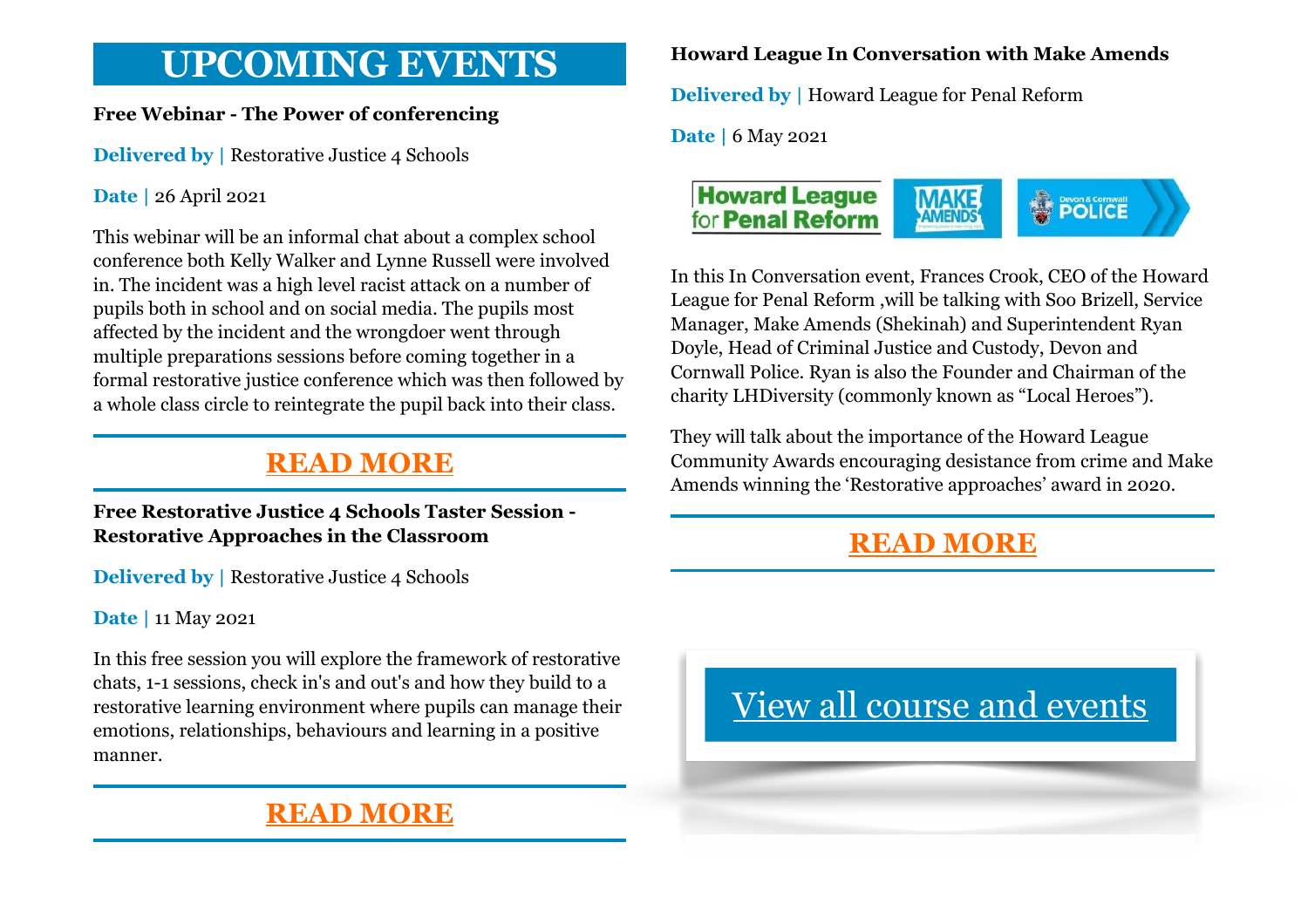# UPCOMING EVENTS

**Free Webinar - The Power of conferencing**

**Delivered by |** Restorative Justice 4 Schools

**Date |** 26 April 2021

This webinar will be an informal chat about a complex school conference both Kelly Walker and Lynne Russell were involved in. The incident was a high level racist attack on a number of pupils both in school and on social media. The pupils most affected by the incident and the wrongdoer went through multiple preparations sessions before coming together in a formal restorative justice conference which was then followed by a whole class circle to reintegrate the pupil back into their class.

**READ MORE**

**Free Restorative Justice 4 Schools Taster Session - Restorative Approaches in the Classroom**

**Delivered by |** Restorative Justice 4 Schools

**Date |** 11 May 2021

In this free session you will explore the framework of restorative chats, 1-1 sessions, check in's and out's and how they build to a restorative learning environment where pupils can manage their emotions, relationships, behaviours and learning in a positive manner.

**READ MORE**

**Howard League In Conversation with Make Amends**

**Delivered by |** Howard League for Penal Reform

**Date |** 6 May 2021

In this In Conversation event, Frances Crook, CEO of the Howard League for Penal Reform ,will be talking with Soo Brizell, Service Manager, Make Amends (Shekinah) and Superintendent Ryan Doyle, Head of Criminal Justice and Custody, Devon and Cornwall Police. Ryan is also the Founder and Chairman of the charity LHDiversity (commonly known as "Local Heroes").

They will talk about the importance of the Howard League Community Awards encouraging desistance from crime and Make Amends winning the 'Restorative approaches' award in 2020.

**READ MORE**

View all course and events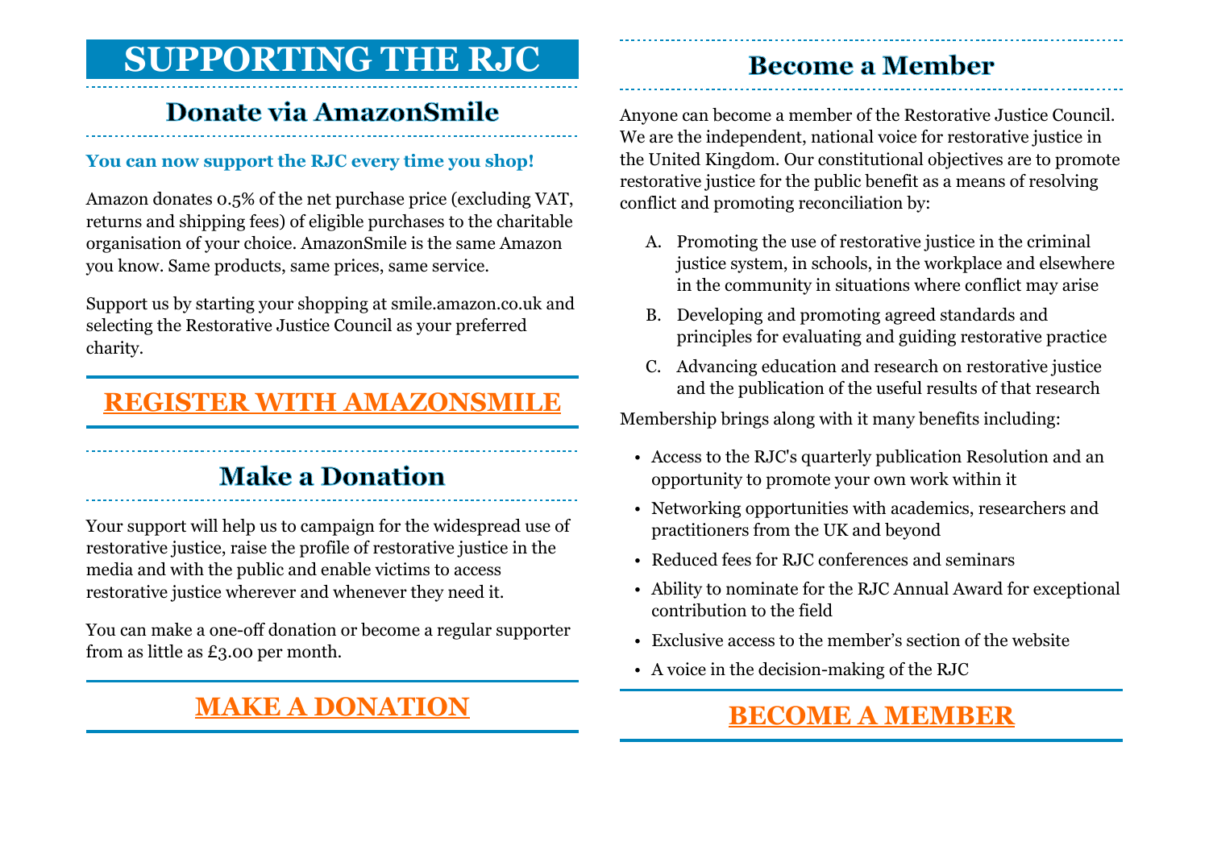# SUPPORTING THE RJC

## Donate via AmazonSmile

**You can now support the RJC every time you shop!**

Amazon donates 0.5% of the net purchase price (excluding VAT, returns and shipping fees) of eligible purchases to the charitable organisation of your choice. AmazonSmile is the same Amazon you know. Same products, same prices, same service.

Support us by starting your shopping at smile.amazon.co.uk and selecting the Restorative Justice Council as your preferred charity.

**REGISTER WITH AMAZONSMILE**

## Make a Donation

Your support will help us to campaign for the widespread use of restorative justice, raise the profile of restorative justice in the media and with the public and enable victims to access restorative justice wherever and whenever they need it.

You can make a one-off donation or become a regular supporter from as little as £3.00 per month.

**MAKE A DONATION**

## Become a Member

Anyone can become a member of the Restorative Justice Council. We are the independent, national voice for restorative justice in the United Kingdom. Our constitutional objectives are to promote restorative justice for the public benefit as a means of resolving conflict and promoting reconciliation by:

A. Promoting the use of restorative justice in the criminal justice system, in schools, in the workplace and elsewhere in the community in situations where conflict may arise

B. Developing and promoting agreed standards and principles for evaluating and guiding restorative practice

C. Advancing education and research on restorative justice and the publication of the useful results of that research

Membership brings along with it many benefits including:

- Access to the RJC's quarterly publication Resolution and an opportunity to promote your own work within it
- Networking opportunities with academics, researchers and practitioners from the UK and beyond
- Reduced fees for RJC conferences and seminars
- Ability to nominate for the RJC Annual Award for exceptional contribution to the field
- Exclusive access to the member's section of the website
- A voice in the decision-making of the RJC

**BECOME A MEMBER**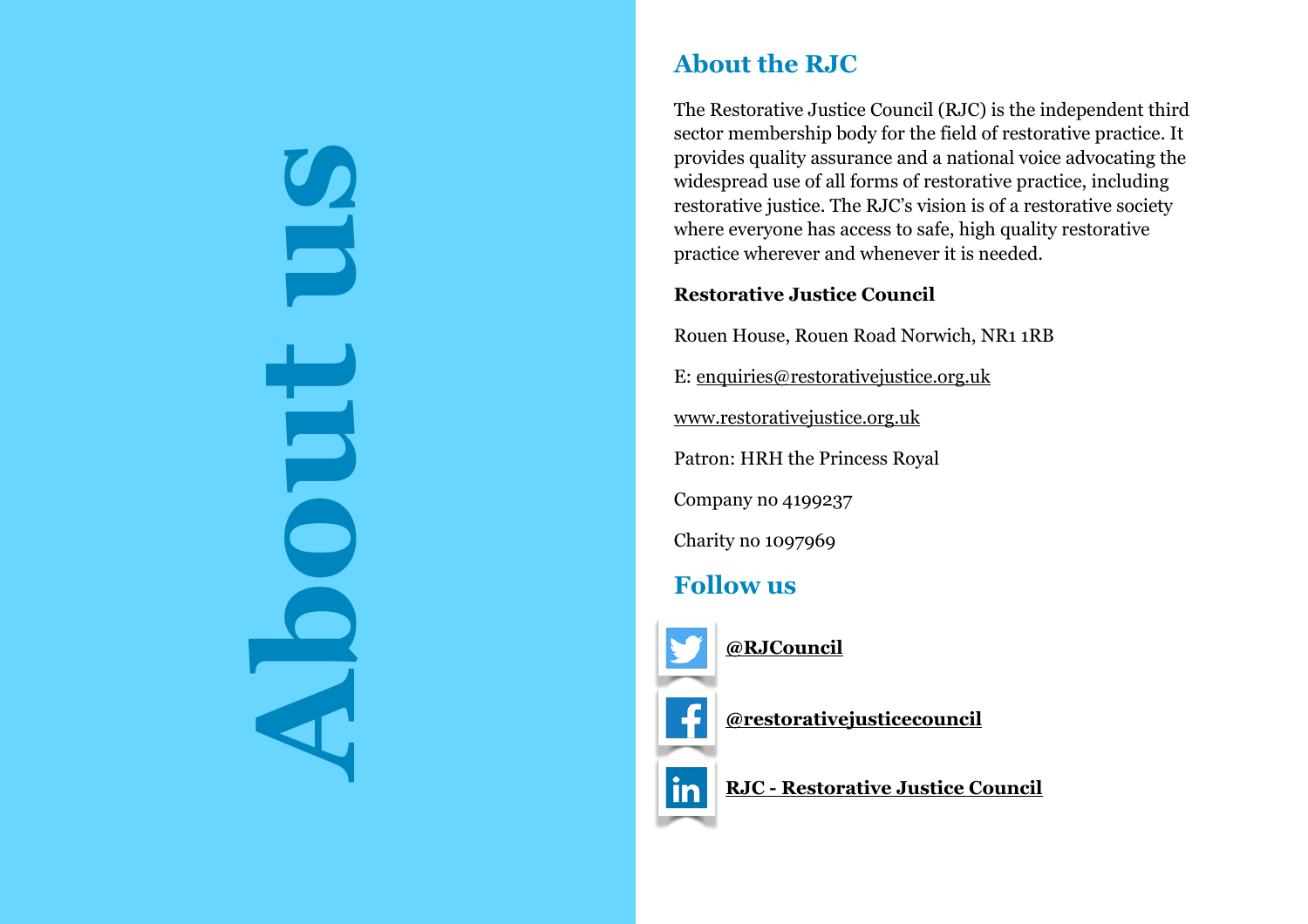# About us

## About the RJC

The Restorative Justice Council (RJC) is the independent third sector membership body for the field of restorative practice. It provides quality assurance and a national voice advocating the widespread use of all forms of restorative practice, including restorative justice. The RJC's vision is of a restorative society where everyone has access to safe, high quality restorative practice wherever and whenever it is needed.

**Restorative Justice Council**

Rouen House, Rouen Road Norwich, NR1 1RB

E: enquiries@restorativejustice.org.uk

www.restorativejustice.org.uk

Patron: HRH the Princess Royal

Company no 4199237

Charity no 1097969

## Follow us

**@RJCouncil**

**@restorativejusticecouncil**

**RJC - Restorative Justice Council**